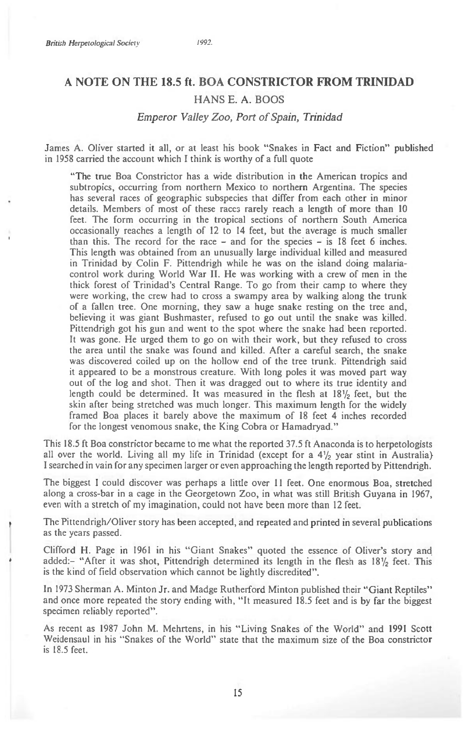# A NOTE ON THE 18.5 ft. BOA CONSTRICTOR FROM TRINIDAD

HANS E. A. BOOS

*Emperor Valley Zoo, Port of Spain, Trinidad*

James A. Oliver started it all, or at least his book "Snakes in Fact and Fiction" published in 1958 carried the account which I think is worthy of a full quote

> "The true Boa Constrictor has a wide distribution in the American tropics and subtropics, occurring from northern Mexico to northern Argentina. The species has several races of geographic subspecies that differ from each other in minor details. Members of most of these races rarely reach a length of more than 10 feet. The form occurring in the tropical sections of northern South America occasionally reaches a length of 12 to 14 feet, but the average is much smaller than this. The record for the race – and for the species – is 18 feet 6 inches. This length was obtained from an unusually large individual killed and measured in Trinidad by Colin F. Pittendrigh while he was on the island doing malaria-control work during World War II. He was working with a crew of men in the thick forest of Trinidad's Central Range. To go from their camp to where they were working, the crew had to cross a swampy area by walking along the trunk of a fallen tree. One morning, they saw a huge snake resting on the tree and, believing it was giant Bushmaster, refused to go out until the snake was killed. Pittendrigh got his gun and went to the spot where the snake had been reported. It was gone. He urged them to go on with their work, but they refused to cross the area until the snake was found and killed. After a careful search, the snake was discovered coiled up on the hollow end of the tree trunk. Pittendrigh said it appeared to be a monstrous creature. With long poles it was moved part way out of the log and shot. Then it was dragged out to where its true identity and length could be determined. It was measured in the flesh at 18½ feet, but the skin after being stretched was much longer. This maximum length for the widely framed Boa places it barely above the maximum of 18 feet 4 inches recorded for the longest venomous snake, the King Cobra or Hamadryad."

This 18.5 ft Boa constrictor became to me what the reported 37.5 ft Anaconda is to herpetologists all over the world. Living all my life in Trinidad (except for a 4½ year stint in Australia) I searched in vain for any specimen larger or even approaching the length reported by Pittendrigh.

The biggest I could discover was perhaps a little over 11 feet. One enormous Boa, stretched along a cross-bar in a cage in the Georgetown Zoo, in what was still British Guyana in 1967, even with a stretch of my imagination, could not have been more than 12 feet.

The Pittendrigh/Oliver story has been accepted, and repeated and printed in several publications as the years passed.

Clifford H. Page in 1961 in his "Giant Snakes" quoted the essence of Oliver's story and added:– "After it was shot, Pittendrigh determined its length in the flesh as 18½ feet. This is the kind of field observation which cannot be lightly discredited".

In 1973 Sherman A. Minton Jr. and Madge Rutherford Minton published their "Giant Reptiles" and once more repeated the story ending with, "It measured 18.5 feet and is by far the biggest specimen reliably reported".

As recent as 1987 John M. Mehrtens, in his "Living Snakes of the World" and 1991 Scott Weidensaul in his "Snakes of the World" state that the maximum size of the Boa constrictor is 18.5 feet.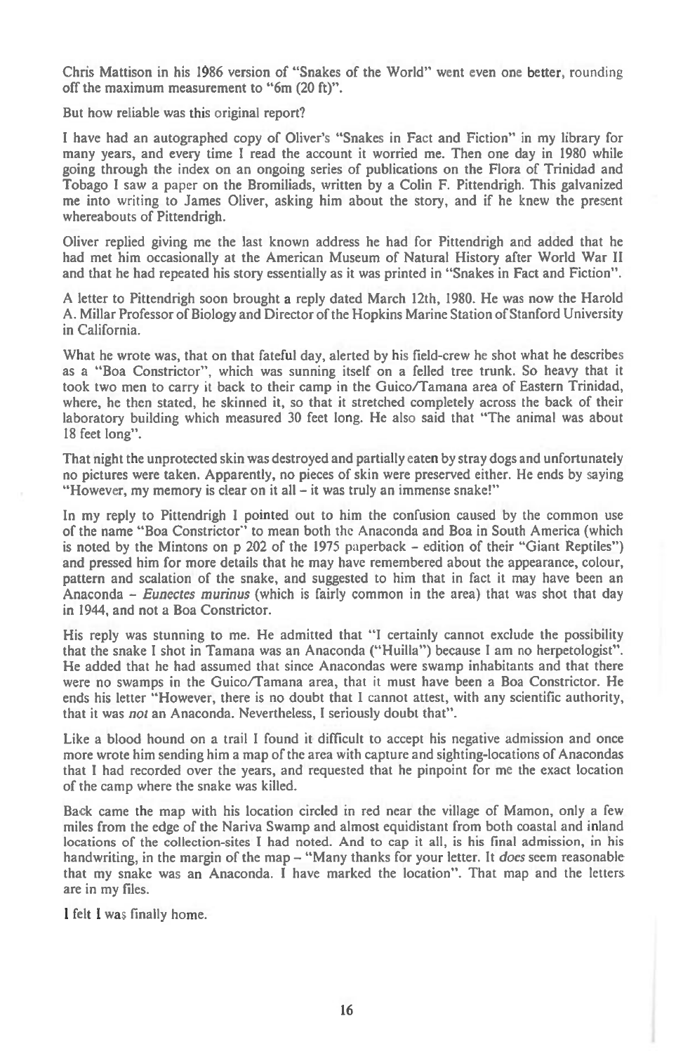Chris Mattison in his 1986 version of "Snakes of the World" went even one better, rounding off the maximum measurement to "6m (20 ft)".

But how reliable was this original report?

I have had an autographed copy of Oliver's "Snakes in Fact and Fiction" in my library for many years, and every time I read the account it worried me. Then one day in 1980 while going through the index on an ongoing series of publications on the Flora of Trinidad and Tobago I saw a paper on the Bromiliads, written by a Colin F. Pittendrigh. This galvanized me into writing to James Oliver, asking him about the story, and if he knew the present whereabouts of Pittendrigh.

Oliver replied giving me the last known address he had for Pittendrigh and added that he had met him occasionally at the American Museum of Natural History after World War II and that he had repeated his story essentially as it was printed in "Snakes in Fact and Fiction".

A letter to Pittendrigh soon brought a reply dated March 12th, 1980. He was now the Harold A. Millar Professor of Biology and Director of the Hopkins Marine Station of Stanford University in California.

What he wrote was, that on that fateful day, alerted by his field-crew he shot what he describes as a "Boa Constrictor", which was sunning itself on a felled tree trunk. So heavy that it took two men to carry it back to their camp in the Guico/Tamana area of Eastern Trinidad, where, he then stated, he skinned it, so that it stretched completely across the back of their laboratory building which measured 30 feet long. He also said that "The animal was about 18 feet long".

That night the unprotected skin was destroyed and partially eaten by stray dogs and unfortunately no pictures were taken. Apparently, no pieces of skin were preserved either. He ends by saying "However, my memory is clear on it all – it was truly an immense snake!"

In my reply to Pittendrigh I pointed out to him the confusion caused by the common use of the name "Boa Constrictor" to mean both the Anaconda and Boa in South America (which is noted by the Mintons on p 202 of the 1975 paperback – edition of their "Giant Reptiles") and pressed him for more details that he may have remembered about the appearance, colour, pattern and scalation of the snake, and suggested to him that in fact it may have been an Anaconda – *Eunectes murinus* (which is fairly common in the area) that was shot that day in 1944, and not a Boa Constrictor.

His reply was stunning to me. He admitted that "I certainly cannot exclude the possibility that the snake I shot in Tamana was an Anaconda ("Huilla") because I am no herpetologist". He added that he had assumed that since Anacondas were swamp inhabitants and that there were no swamps in the Guico/Tamana area, that it must have been a Boa Constrictor. He ends his letter "However, there is no doubt that I cannot attest, with any scientific authority, that it was *not* an Anaconda. Nevertheless, I seriously doubt that".

Like a blood hound on a trail I found it difficult to accept his negative admission and once more wrote him sending him a map of the area with capture and sighting-locations of Anacondas that I had recorded over the years, and requested that he pinpoint for me the exact location of the camp where the snake was killed.

Back came the map with his location circled in red near the village of Mamon, only a few miles from the edge of the Nariva Swamp and almost equidistant from both coastal and inland locations of the collection-sites I had noted. And to cap it all, is his final admission, in his handwriting, in the margin of the map – "Many thanks for your letter. It *does* seem reasonable that my snake was an Anaconda. I have marked the location". That map and the letters are in my files.

I felt I was finally home.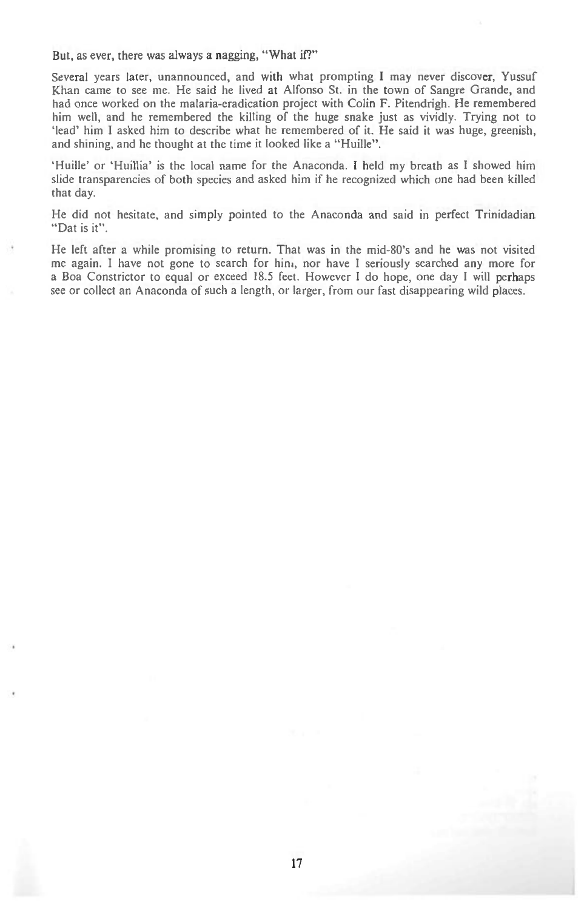But, as ever, there was always a nagging, "What if?"

Several years later, unannounced, and with what prompting I may never discover, Yussuf Khan came to see me. He said he lived at Alfonso St. in the town of Sangre Grande, and had once worked on the malaria-eradication project with Colin F. Pitendrigh. He remembered him well, and he remembered the killing of the huge snake just as vividly. Trying not to 'lead' him I asked him to describe what he remembered of it. He said it was huge, greenish, and shining, and he thought at the time it looked like a "Huille".

'Huille' or 'Huillia' is the local name for the Anaconda. I held my breath as I showed him slide transparencies of both species and asked him if he recognized which one had been killed that day.

He did not hesitate, and simply pointed to the Anaconda and said in perfect Trinidadian "Dat is it".

He left after a while promising to return. That was in the mid-80's and he was not visited me again. I have not gone to search for him, nor have I seriously searched any more for a Boa Constrictor to equal or exceed 18.5 feet. However I do hope, one day I will perhaps see or collect an Anaconda of such a length, or larger, from our fast disappearing wild places.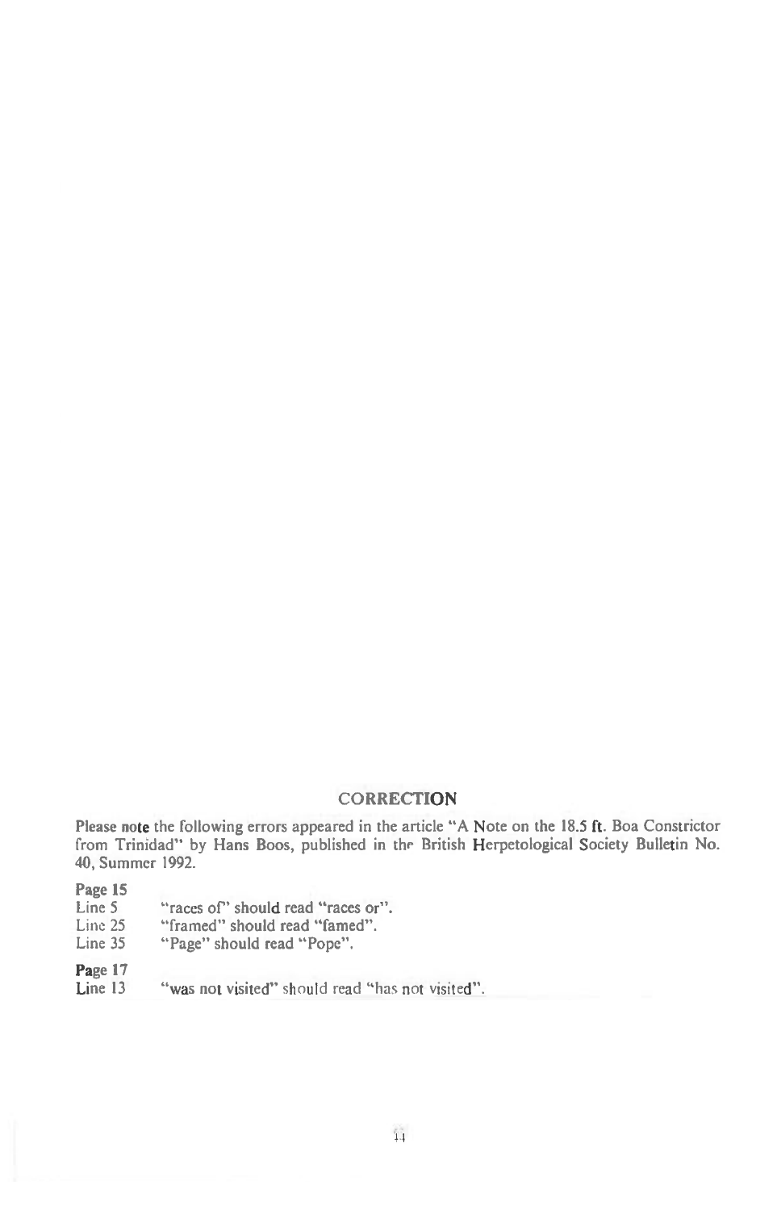## CORRECTION

Please note the following errors appeared in the article "A Note on the 18.5 ft. Boa Constrictor from Trinidad" by Hans Boos, published in the British Herpetological Society Bulletin No. 40, Summer 1992.

**Page 15**

Line 5 "races of" should read "races or".
Line 25 "framed" should read "famed".
Line 35 "Page" should read "Pope".

**Page 17**

Line 13 "was not visited" should read "has not visited".